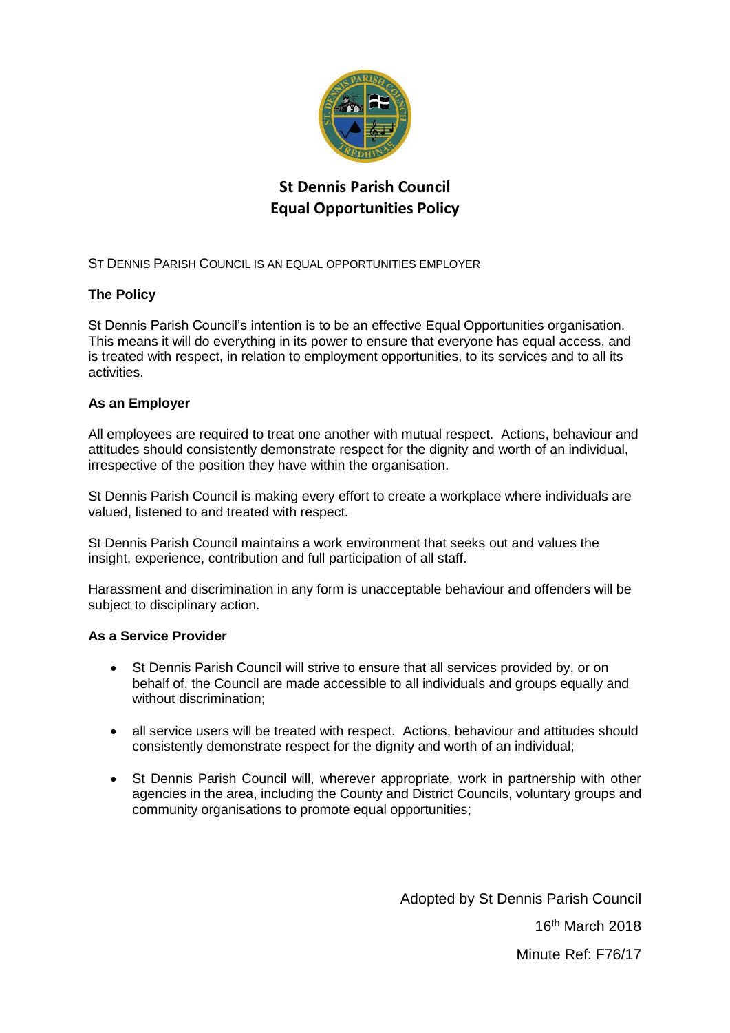# St Dennis Parish Council
# Equal Opportunities Policy

ST DENNIS PARISH COUNCIL IS AN EQUAL OPPORTUNITIES EMPLOYER

**The Policy**

St Dennis Parish Council's intention is to be an effective Equal Opportunities organisation. This means it will do everything in its power to ensure that everyone has equal access, and is treated with respect, in relation to employment opportunities, to its services and to all its activities.

**As an Employer**

All employees are required to treat one another with mutual respect. Actions, behaviour and attitudes should consistently demonstrate respect for the dignity and worth of an individual, irrespective of the position they have within the organisation.

St Dennis Parish Council is making every effort to create a workplace where individuals are valued, listened to and treated with respect.

St Dennis Parish Council maintains a work environment that seeks out and values the insight, experience, contribution and full participation of all staff.

Harassment and discrimination in any form is unacceptable behaviour and offenders will be subject to disciplinary action.

**As a Service Provider**

- St Dennis Parish Council will strive to ensure that all services provided by, or on behalf of, the Council are made accessible to all individuals and groups equally and without discrimination;

- all service users will be treated with respect. Actions, behaviour and attitudes should consistently demonstrate respect for the dignity and worth of an individual;

- St Dennis Parish Council will, wherever appropriate, work in partnership with other agencies in the area, including the County and District Councils, voluntary groups and community organisations to promote equal opportunities;

Adopted by St Dennis Parish Council

16th March 2018

Minute Ref: F76/17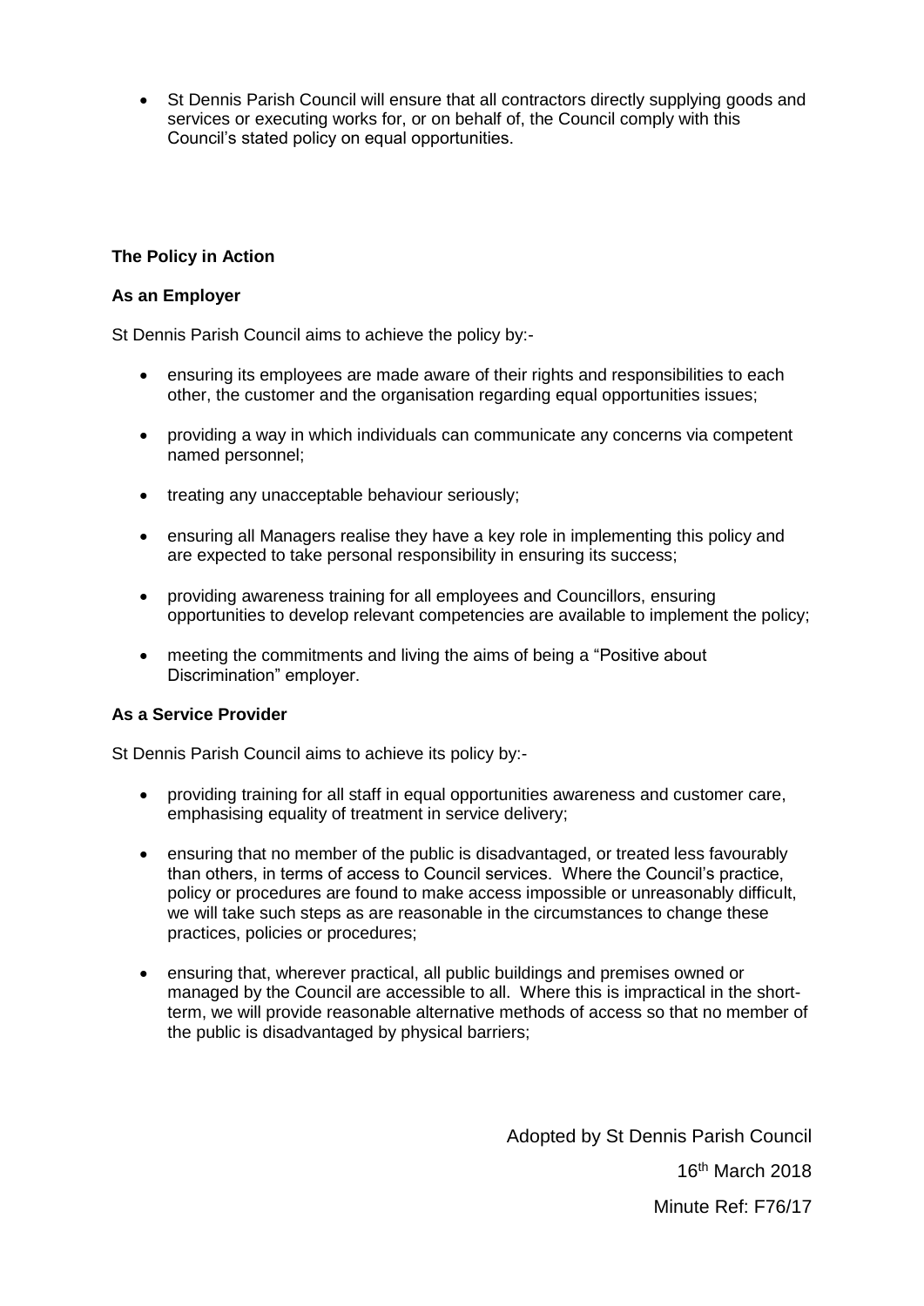- St Dennis Parish Council will ensure that all contractors directly supplying goods and services or executing works for, or on behalf of, the Council comply with this Council's stated policy on equal opportunities.

**The Policy in Action**

**As an Employer**

St Dennis Parish Council aims to achieve the policy by:-

- ensuring its employees are made aware of their rights and responsibilities to each other, the customer and the organisation regarding equal opportunities issues;
- providing a way in which individuals can communicate any concerns via competent named personnel;
- treating any unacceptable behaviour seriously;
- ensuring all Managers realise they have a key role in implementing this policy and are expected to take personal responsibility in ensuring its success;
- providing awareness training for all employees and Councillors, ensuring opportunities to develop relevant competencies are available to implement the policy;
- meeting the commitments and living the aims of being a "Positive about Discrimination" employer.

**As a Service Provider**

St Dennis Parish Council aims to achieve its policy by:-

- providing training for all staff in equal opportunities awareness and customer care, emphasising equality of treatment in service delivery;
- ensuring that no member of the public is disadvantaged, or treated less favourably than others, in terms of access to Council services. Where the Council's practice, policy or procedures are found to make access impossible or unreasonably difficult, we will take such steps as are reasonable in the circumstances to change these practices, policies or procedures;
- ensuring that, wherever practical, all public buildings and premises owned or managed by the Council are accessible to all. Where this is impractical in the short-term, we will provide reasonable alternative methods of access so that no member of the public is disadvantaged by physical barriers;

Adopted by St Dennis Parish Council

16th March 2018

Minute Ref: F76/17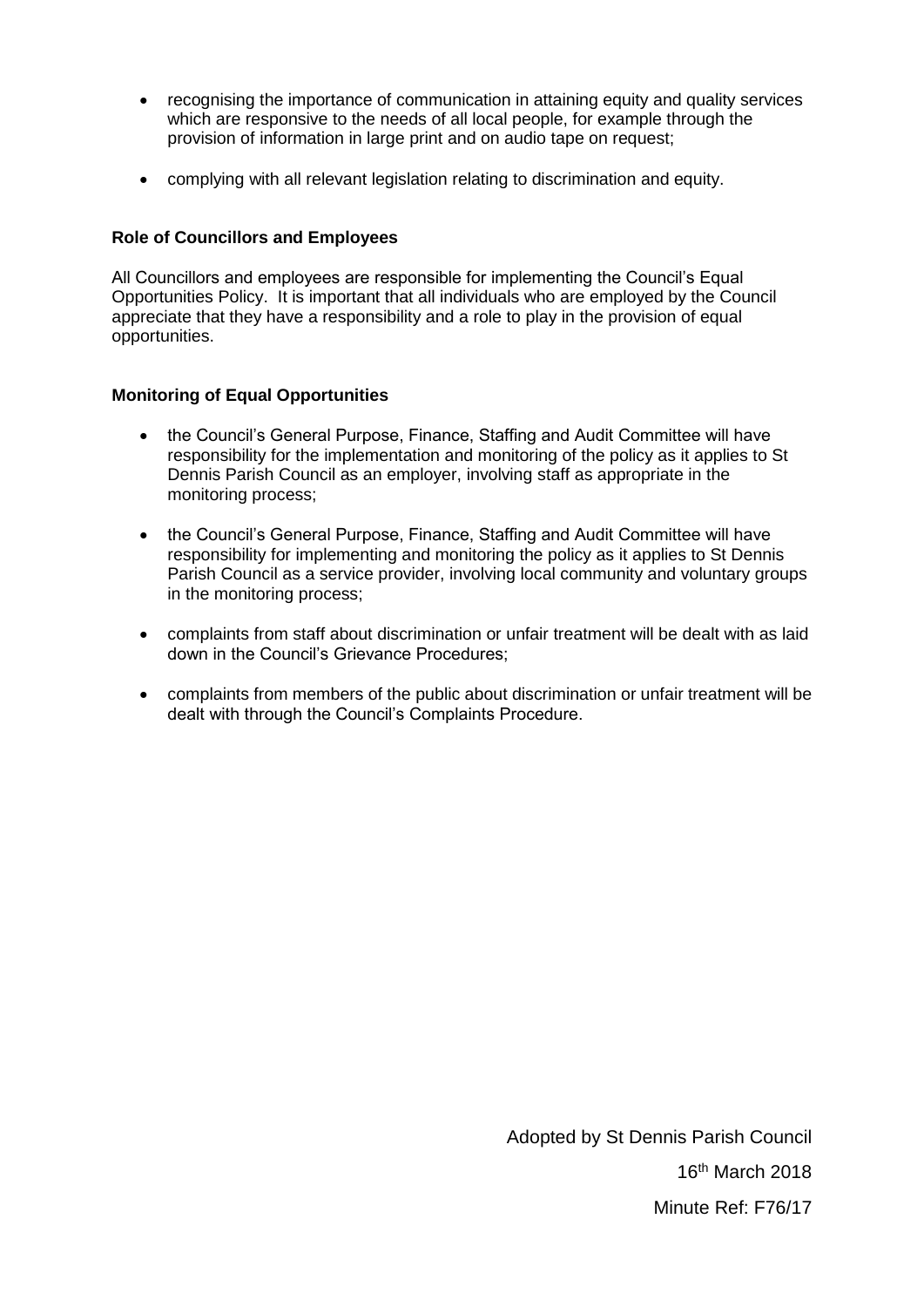- recognising the importance of communication in attaining equity and quality services which are responsive to the needs of all local people, for example through the provision of information in large print and on audio tape on request;

- complying with all relevant legislation relating to discrimination and equity.

**Role of Councillors and Employees**

All Councillors and employees are responsible for implementing the Council's Equal Opportunities Policy. It is important that all individuals who are employed by the Council appreciate that they have a responsibility and a role to play in the provision of equal opportunities.

**Monitoring of Equal Opportunities**

- the Council's General Purpose, Finance, Staffing and Audit Committee will have responsibility for the implementation and monitoring of the policy as it applies to St Dennis Parish Council as an employer, involving staff as appropriate in the monitoring process;

- the Council's General Purpose, Finance, Staffing and Audit Committee will have responsibility for implementing and monitoring the policy as it applies to St Dennis Parish Council as a service provider, involving local community and voluntary groups in the monitoring process;

- complaints from staff about discrimination or unfair treatment will be dealt with as laid down in the Council's Grievance Procedures;

- complaints from members of the public about discrimination or unfair treatment will be dealt with through the Council's Complaints Procedure.

Adopted by St Dennis Parish Council

16th March 2018

Minute Ref: F76/17